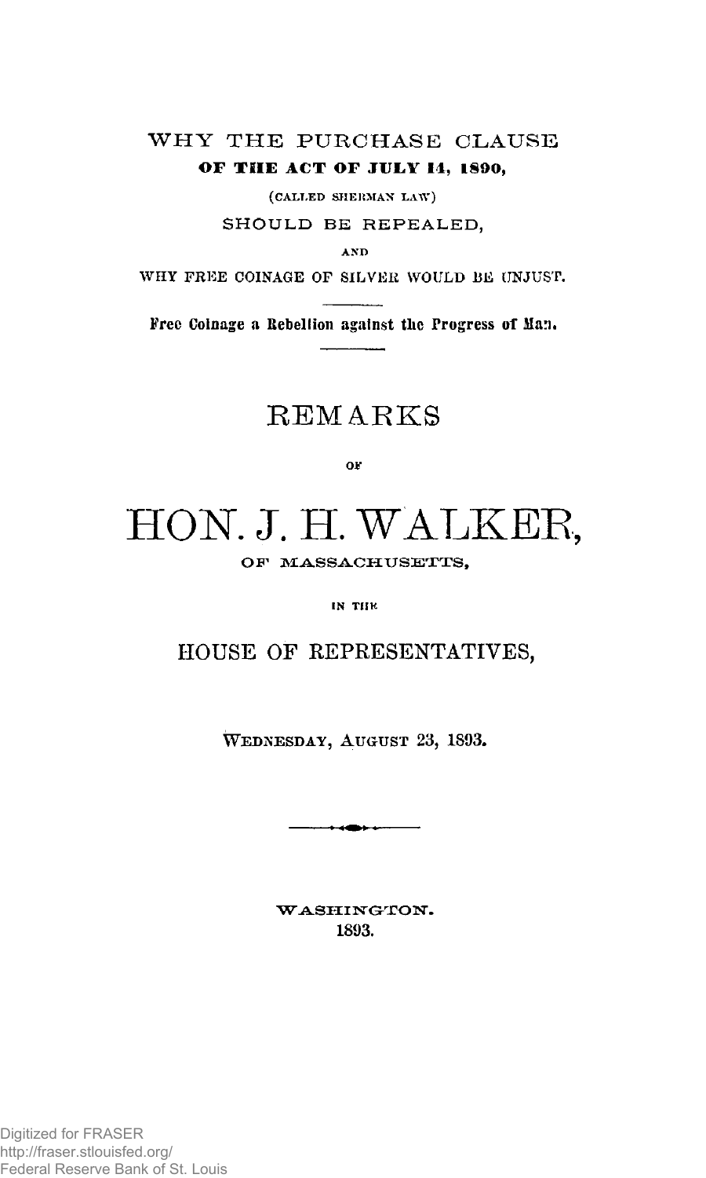# WHY THE PURCHASE CLAUSE

**OF THE ACT OF JULY 14, 1890,**

(CALLED SHERMAN LAW)

SHOULD BE REPEALED,

AND

WHY FREE COINAGE OF SILVER WOULD BE UNJUST.

**Free Coinage a Rebellion against the Progress of Man.**

## REMARKS

OF

# HON. J. H. WALKER,

OF MASSACHUSETTS,

IN THE

## HOUSE OF REPRESENTATIVES,

WEDNESDAY, AUGUST 23, 1893.

WASHINGTON.
1893.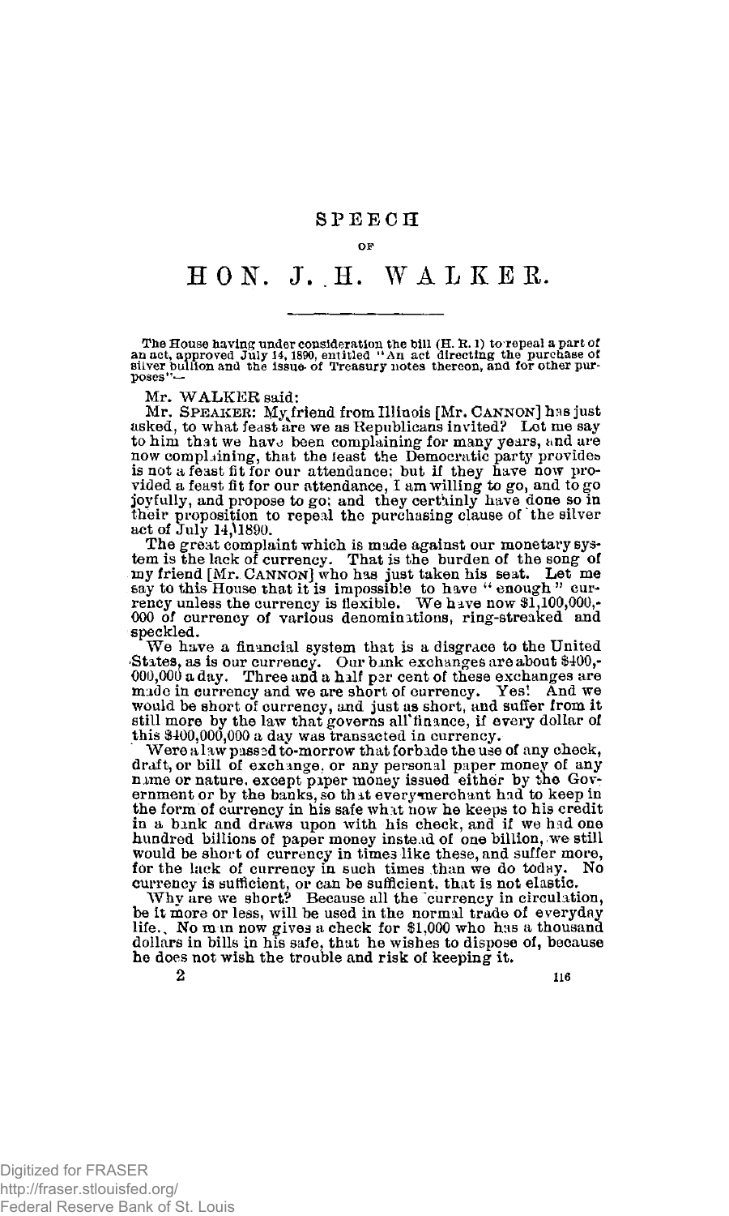# SPEECH

OF

# HON. J. H. WALKER.

The House having under consideration the bill (H. R. 1) to repeal a part of an act, approved July 14, 1890, entitled "An act directing the purchase of silver bullion and the issue of Treasury notes thereon, and for other purposes"—

Mr. WALKER said:

Mr. SPEAKER: My friend from Illinois [Mr. CANNON] has just asked, to what feast are we as Republicans invited? Let me say to him that we have been complaining for many years, and are now complaining, that the feast the Democratic party provides is not a feast fit for our attendance; but if they have now provided a feast fit for our attendance, I am willing to go, and to go joyfully, and propose to go; and they certainly have done so in their proposition to repeal the purchasing clause of the silver act of July 14, 1890.

The great complaint which is made against our monetary system is the lack of currency. That is the burden of the song of my friend [Mr. CANNON] who has just taken his seat. Let me say to this House that it is impossible to have "enough" currency unless the currency is flexible. We have now $1,100,000,000 of currency of various denominations, ring-streaked and speckled.

We have a financial system that is a disgrace to the United States, as is our currency. Our bank exchanges are about $400,000,000 a day. Three and a half per cent of these exchanges are made in currency and we are short of currency. Yes! And we would be short of currency, and just as short, and suffer from it still more by the law that governs all finance, if every dollar of this $400,000,000 a day was transacted in currency.

Were a law passed to-morrow that forbade the use of any check, draft, or bill of exchange, or any personal paper money of any name or nature, except paper money issued either by the Government or by the banks, so that every merchant had to keep in the form of currency in his safe what now he keeps to his credit in a bank and draws upon with his check, and if we had one hundred billions of paper money instead of one billion, we still would be short of currency in times like these, and suffer more, for the lack of currency in such times than we do today. No currency is sufficient, or can be sufficient, that is not elastic.

Why are we short? Because all the currency in circulation, be it more or less, will be used in the normal trade of everyday life. No man now gives a check for $1,000 who has a thousand dollars in bills in his safe, that he wishes to dispose of, because he does not wish the trouble and risk of keeping it.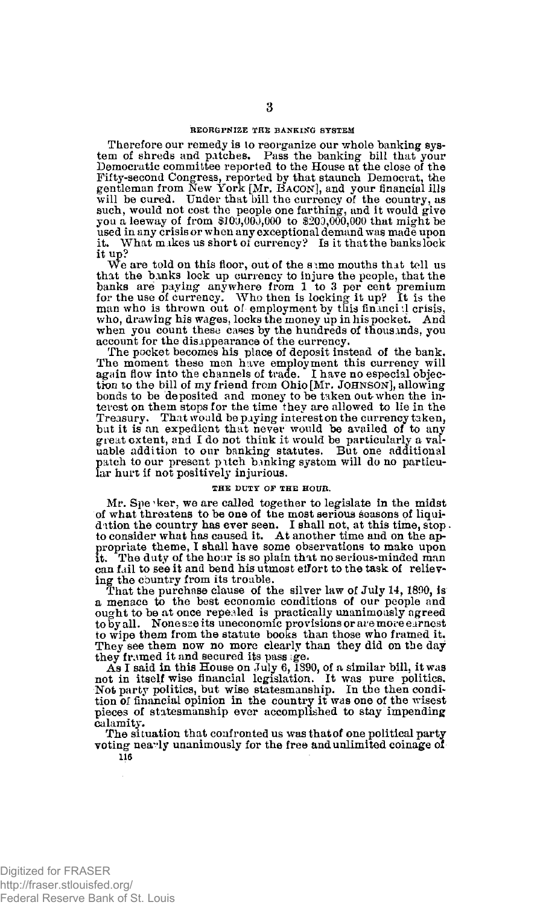### REORGANIZE THE BANKING SYSTEM

Therefore our remedy is to reorganize our whole banking system of shreds and patches. Pass the banking bill that your Democratic committee reported to the House at the close of the Fifty-second Congress, reported by that staunch Democrat, the gentleman from New York [Mr. BACON], and your financial ills will be cured. Under that bill the currency of the country, as such, would not cost the people one farthing, and it would give you a leeway of from $100,000,000 to $200,000,000 that might be used in any crisis or when any exceptional demand was made upon it. What makes us short of currency? Is it that the banks lock it up?

We are told on this floor, out of the same mouths that tell us that the banks lock up currency to injure the people, that the banks are paying anywhere from 1 to 3 per cent premium for the use of currency. Who then is locking it up? It is the man who is thrown out of employment by this financial crisis, who, drawing his wages, locks the money up in his pocket. And when you count these cases by the hundreds of thousands, you account for the disappearance of the currency.

The pocket becomes his place of deposit instead of the bank. The moment these men have employment this currency will again flow into the channels of trade. I have no especial objection to the bill of my friend from Ohio [Mr. JOHNSON], allowing bonds to be deposited and money to be taken out when the interest on them stops for the time they are allowed to lie in the Treasury. That would be paying interest on the currency taken, but it is an expedient that never would be availed of to any great extent, and I do not think it would be particularly a valuable addition to our banking statutes. But one additional patch to our present patch banking system will do no particular hurt if not positively injurious.

### THE DUTY OF THE HOUR.

Mr. Speaker, we are called together to legislate in the midst of what threatens to be one of the most serious seasons of liquidation the country has ever seen. I shall not, at this time, stop to consider what has caused it. At another time and on the appropriate theme, I shall have some observations to make upon it. The duty of the hour is so plain that no serious-minded man can fail to see it and bend his utmost effort to the task of relieving the country from its trouble.

That the purchase clause of the silver law of July 14, 1890, is a menace to the best economic conditions of our people and ought to be at once repealed is practically unanimously agreed to by all. None see its uneconomic provisions or are more earnest to wipe them from the statute books than those who framed it. They see them now no more clearly than they did on the day they framed it and secured its passage.

As I said in this House on July 6, 1890, of a similar bill, it was not in itself wise financial legislation. It was pure politics. Not party politics, but wise statesmanship. In the then condition of financial opinion in the country it was one of the wisest pieces of statesmanship ever accomplished to stay impending calamity.

The situation that confronted us was that of one political party voting nearly unanimously for the free and unlimited coinage of

116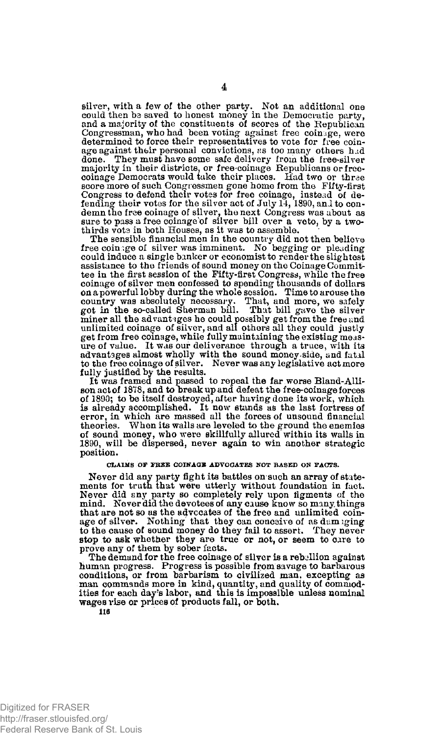silver, with a few of the other party. Not an additional one could then be saved to honest money in the Democratic party, and a majority of the constituents of scores of the Republican Congressman, who had been voting against free coinage, were determined to force their representatives to vote for free coinage against their personal convictions, as too many others had done. They must have some safe delivery from the free-silver majority in their districts, or free-coinage Republicans or free-coinage Democrats would take their places. Had two or three score more of such Congressmen gone home from the Fifty-first Congress to defend their votes for free coinage, instead of defending their votes for the silver act of July 14, 1890, and to condemn the free coinage of silver, the next Congress was about as sure to pass a free coinage of silver bill over a veto, by a two-thirds vote in both Houses, as it was to assemble.

The sensible financial men in the country did not then believe free coinage of silver was imminent. No begging or pleading could induce a single banker or economist to render the slightest assistance to the friends of sound money on the Coinage Committee in the first session of the Fifty-first Congress, while the free coinage of silver men confessed to spending thousands of dollars on a powerful lobby during the whole session. Time to arouse the country was absolutely necessary. That, and more, we safely got in the so-called Sherman bill. That bill gave the silver miner all the advantages he could possibly get from the free and unlimited coinage of silver, and all others all they could justly get from free coinage, while fully maintaining the existing measure of value. It was our deliverance through a truce, with its advantages almost wholly with the sound money side, and fatal to the free coinage of silver. Never was any legislative act more fully justified by the results.

It was framed and passed to repeal the far worse Bland-Allison act of 1878, and to break up and defeat the free-coinage forces of 1890; to be itself destroyed, after having done its work, which is already accomplished. It now stands as the last fortress of error, in which are massed all the forces of unsound financial theories. When its walls are leveled to the ground the enemies of sound money, who were skillfully allured within its walls in 1890, will be dispersed, never again to win another strategic position.

###### CLAIMS OF FREE COINAGE ADVOCATES NOT BASED ON FACTS.

Never did any party fight its battles on such an array of statements for truth that were utterly without foundation in fact. Never did any party so completely rely upon figments of the mind. Never did the devotees of any cause know so many things that are not so as the advocates of the free and unlimited coinage of silver. Nothing that they can conceive of as damaging to the cause of sound money do they fail to assert. They never stop to ask whether they are true or not, or seem to care to prove any of them by sober facts.

The demand for the free coinage of silver is a rebellion against human progress. Progress is possible from savage to barbarous conditions, or from barbarism to civilized man, excepting as man commands more in kind, quantity, and quality of commodities for each day's labor, and this is impossible unless nominal wages rise or prices of products fall, or both.

116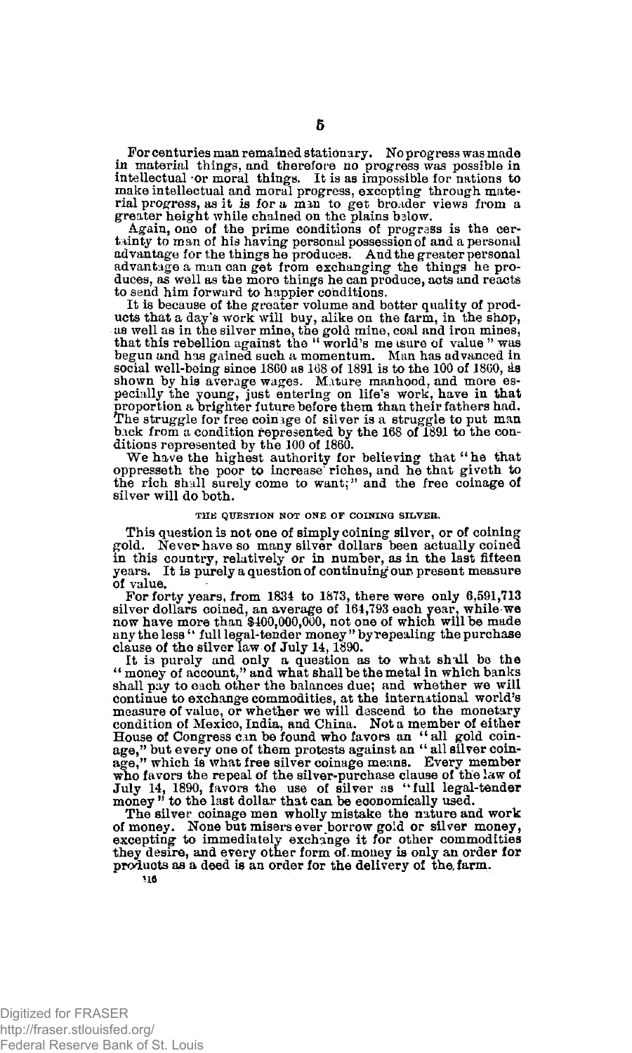For centuries man remained stationary. No progress was made in material things, and therefore no progress was possible in intellectual or moral things. It is as impossible for nations to make intellectual and moral progress, excepting through material progress, as it is for a man to get broader views from a greater height while chained on the plains below.

Again, one of the prime conditions of progress is the certainty to man of his having personal possession of and a personal advantage for the things he produces. And the greater personal advantage a man can get from exchanging the things he produces, as well as the more things he can produce, acts and reacts to send him forward to happier conditions.

It is because of the greater volume and better quality of products that a day's work will buy, alike on the farm, in the shop, as well as in the silver mine, the gold mine, coal and iron mines, that this rebellion against the "world's measure of value" was begun and has gained such a momentum. Man has advanced in social well-being since 1860 as 168 of 1891 is to the 100 of 1860, as shown by his average wages. Mature manhood, and more especially the young, just entering on life's work, have in that proportion a brighter future before them than their fathers had. The struggle for free coinage of silver is a struggle to put man back from a condition represented by the 168 of 1891 to the conditions represented by the 100 of 1860.

We have the highest authority for believing that "he that oppresseth the poor to increase riches, and he that giveth to the rich shall surely come to want;" and the free coinage of silver will do both.

### THE QUESTION NOT ONE OF COINING SILVER.

This question is not one of simply coining silver, or of coining gold. Never have so many silver dollars been actually coined in this country, relatively or in number, as in the last fifteen years. It is purely a question of continuing our present measure of value.

For forty years, from 1834 to 1873, there were only 6,591,713 silver dollars coined, an average of 164,793 each year, while we now have more than $400,000,000, not one of which will be made any the less "full legal-tender money" by repealing the purchase clause of the silver law of July 14, 1890.

It is purely and only a question as to what shall be the "money of account," and what shall be the metal in which banks shall pay to each other the balances due; and whether we will continue to exchange commodities, at the international world's measure of value, or whether we will descend to the monetary condition of Mexico, India, and China. Not a member of either House of Congress can be found who favors an "all gold coinage," but every one of them protests against an "all silver coinage," which is what free silver coinage means. Every member who favors the repeal of the silver-purchase clause of the law of July 14, 1890, favors the use of silver as "full legal-tender money" to the last dollar that can be economically used.

The silver coinage men wholly mistake the nature and work of money. None but misers ever borrow gold or silver money, excepting to immediately exchange it for other commodities they desire, and every other form of money is only an order for products as a deed is an order for the delivery of the farm.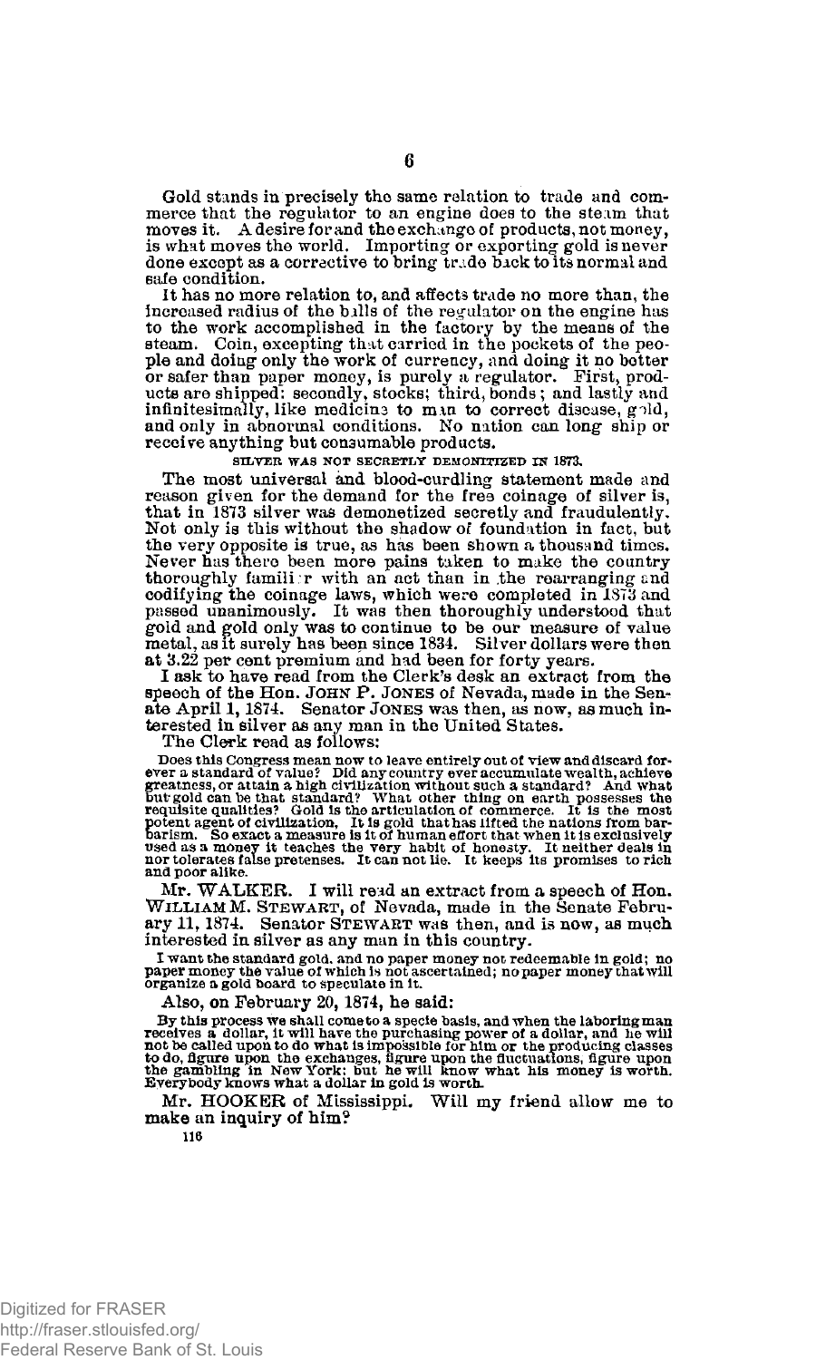Gold stands in precisely the same relation to trade and commerce that the regulator to an engine does to the steam that moves it. A desire for and the exchange of products, not money, is what moves the world. Importing or exporting gold is never done except as a corrective to bring trade back to its normal and safe condition.

It has no more relation to, and affects trade no more than, the increased radius of the balls of the regulator on the engine has to the work accomplished in the factory by the means of the steam. Coin, excepting that carried in the pockets of the people and doing only the work of currency, and doing it no better or safer than paper money, is purely a regulator. First, products are shipped; secondly, stocks; third, bonds; and lastly and infinitesimally, like medicine to man to correct disease, gold, and only in abnormal conditions. No nation can long ship or receive anything but consumable products.

SILVER WAS NOT SECRETLY DEMONITIZED IN 1873.

The most universal and blood-curdling statement made and reason given for the demand for the free coinage of silver is, that in 1873 silver was demonetized secretly and fraudulently. Not only is this without the shadow of foundation in fact, but the very opposite is true, as has been shown a thousand times. Never has there been more pains taken to make the country thoroughly familiar with an act than in the rearranging and codifying the coinage laws, which were completed in 1873 and passed unanimously. It was then thoroughly understood that gold and gold only was to continue to be our measure of value metal, as it surely has been since 1834. Silver dollars were then at 3.22 per cent premium and had been for forty years.

I ask to have read from the Clerk's desk an extract from the speech of the Hon. JOHN P. JONES of Nevada, made in the Senate April 1, 1874. Senator JONES was then, as now, as much interested in silver as any man in the United States.

The Clerk read as follows:

> Does this Congress mean now to leave entirely out of view and discard forever a standard of value? Did any country ever accumulate wealth, achieve greatness, or attain a high civilization without such a standard? And what but gold can be that standard? What other thing on earth possesses the requisite qualities? Gold is the articulation of commerce. It is the most potent agent of civilization. It is gold that has lifted the nations from barbarism. So exact a measure is it of human effort that when it is exclusively used as a money it teaches the very habit of honesty. It neither deals in nor tolerates false pretenses. It can not lie. It keeps its promises to rich and poor alike.

Mr. WALKER. I will read an extract from a speech of Hon. WILLIAM M. STEWART, of Nevada, made in the Senate February 11, 1874. Senator STEWART was then, and is now, as much interested in silver as any man in this country.

> I want the standard gold, and no paper money not redeemable in gold; no paper money the value of which is not ascertained; no paper money that will organize a gold board to speculate in it.

Also, on February 20, 1874, he said:

> By this process we shall come to a specie basis, and when the laboring man receives a dollar, it will have the purchasing power of a dollar, and he will not be called upon to do what is impossible for him or the producing classes to do, figure upon the exchanges, figure upon the fluctuations, figure upon the gambling in New York; but he will know what his money is worth. Everybody knows what a dollar in gold is worth.

Mr. HOOKER of Mississippi. Will my friend allow me to make an inquiry of him?

116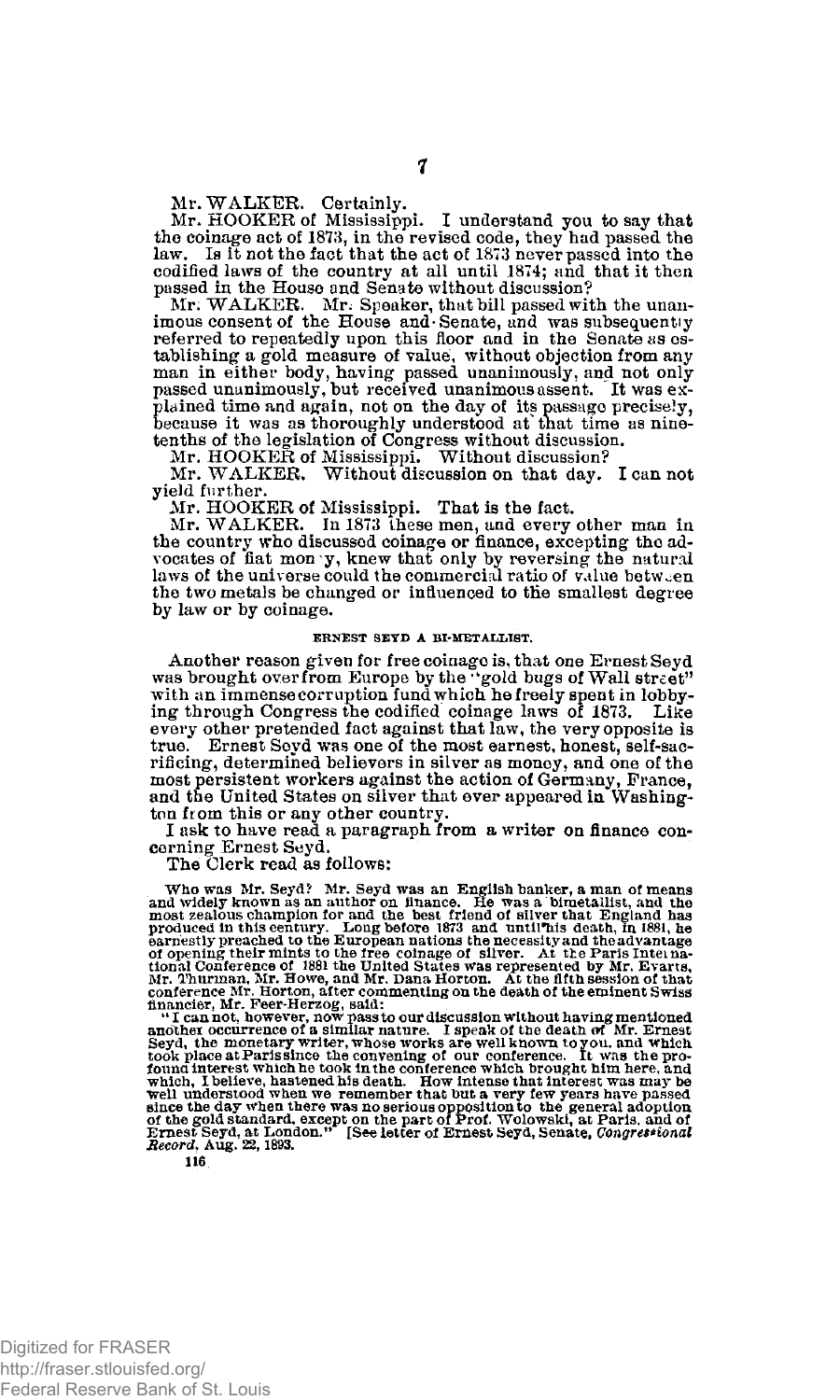Mr. WALKER. Certainly.

Mr. HOOKER of Mississippi. I understand you to say that the coinage act of 1873, in the revised code, they had passed the law. Is it not the fact that the act of 1873 never passed into the codified laws of the country at all until 1874; and that it then passed in the House and Senate without discussion?

Mr. WALKER. Mr. Speaker, that bill passed with the unanimous consent of the House and Senate, and was subsequently referred to repeatedly upon this floor and in the Senate as establishing a gold measure of value, without objection from any man in either body, having passed unanimously, and not only passed unanimously, but received unanimous assent. It was explained time and again, not on the day of its passage precisely, because it was as thoroughly understood at that time as nine-tenths of the legislation of Congress without discussion.

Mr. HOOKER of Mississippi. Without discussion?

Mr. WALKER. Without discussion on that day. I can not yield further.

Mr. HOOKER of Mississippi. That is the fact.

Mr. WALKER. In 1873 these men, and every other man in the country who discussed coinage or finance, excepting the advocates of fiat money, knew that only by reversing the natural laws of the universe could the commercial ratio of value between the two metals be changed or influenced to the smallest degree by law or by coinage.

### ERNEST SEYD A BI-METALLIST.

Another reason given for free coinage is, that one Ernest Seyd was brought over from Europe by the "gold bugs of Wall street" with an immense corruption fund which he freely spent in lobbying through Congress the codified coinage laws of 1873. Like every other pretended fact against that law, the very opposite is true. Ernest Seyd was one of the most earnest, honest, self-sacrificing, determined believers in silver as money, and one of the most persistent workers against the action of Germany, France, and the United States on silver that ever appeared in Washington from this or any other country.

I ask to have read a paragraph from a writer on finance concerning Ernest Seyd.

The Clerk read as follows:

> Who was Mr. Seyd? Mr. Seyd was an English banker, a man of means and widely known as an author on finance. He was a bimetallist, and the most zealous champion for and the best friend of silver that England has produced in this century. Long before 1873 and until his death, in 1881, he earnestly preached to the European nations the necessity and the advantage of opening their mints to the free coinage of silver. At the Paris International Conference of 1881 the United States was represented by Mr. Evarts, Mr. Thurman, Mr. Howe, and Mr. Dana Horton. At the fifth session of that conference Mr. Horton, after commenting on the death of the eminent Swiss financier, Mr. Feer-Herzog, said:
>
> "I can not, however, now pass to our discussion without having mentioned another occurrence of a similar nature. I speak of the death of Mr. Ernest Seyd, the monetary writer, whose works are well known to you, and which took place at Paris since the convening of our conference. It was the profound interest which he took in the conference which brought him here, and which, I believe, hastened his death. How intense that interest was may be well understood when we remember that but a very few years have passed since the day when there was no serious opposition to the general adoption of the gold standard, except on the part of Prof. Wolowski, at Paris, and of Ernest Seyd, at London." [See letter of Ernest Seyd, Senate, *Congressional Record*, Aug. 22, 1893.

116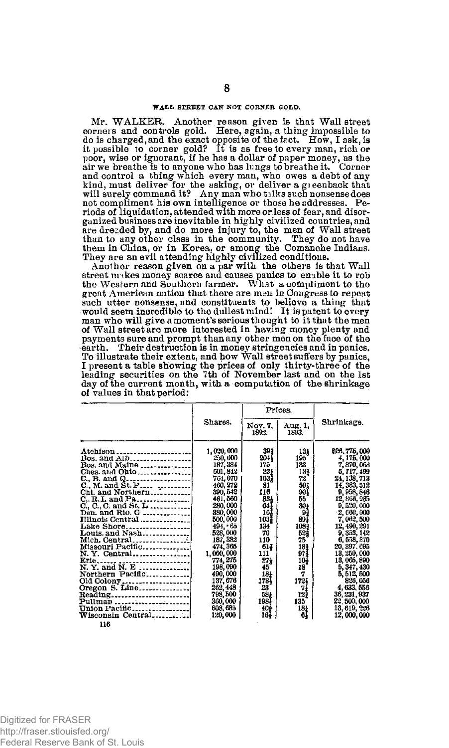### WALL STREET CAN NOT CORNER GOLD.

Mr. WALKER. Another reason given is that Wall street corners and controls gold. Here, again, a thing impossible to do is charged, and the exact opposite of the fact. How, I ask, is it possible to corner gold? It is as free to every man, rich or poor, wise or ignorant, if he has a dollar of paper money, as the air we breathe is to anyone who has lungs to breathe it. Corner and control a thing which every man, who owes a debt of any kind, must deliver for the asking, or deliver a greenback that will surely command it? Any man who talks such nonsense does not compliment his own intelligence or those he addresses. Periods of liquidation, attended with more or less of fear, and disorganized business are inevitable in highly civilized countries, and are dreaded by, and do more injury to, the men of Wall street than to any other class in the community. They do not have them in China, or in Korea, or among the Comanche Indians. They are an evil attending highly civilized conditions.

Another reason given on a par with the others is that Wall street makes money scarce and causes panics to enable it to rob the Western and Southern farmer. What a compliment to the great American nation that there are men in Congress to repeat such utter nonsense, and constituents to believe a thing that would seem incredible to the dullest mind! It is patent to every man who will give a moment's serious thought to it that the men of Wall street are more interested in having money plenty and payments sure and prompt than any other men on the face of the earth. Their destruction is in money stringencies and in panics. To illustrate their extent, and how Wall street suffers by panics, I present a table showing the prices of only thirty-three of the leading securities on the 7th of November last and on the 1st day of the current month, with a computation of the shrinkage of values in that period:

| | Shares. | Prices. | | Shrinkage. |
|---|---|---|---|---|
| | | Nov. 7, 1892. | Aug. 1, 1893. | |
| Atchison | 1,020,000 | 39⅜ | 13⅛ | $26,775,000 |
| Bos. and Alb | 250,000 | 204¾ | 188 | 4,175,000 |
| Bos. and Maine | 187,384 | 175 | 133 | 7,870,068 |
| Ches. and Ohio | 601,842 | 23½ | 13¾ | 5,717,499 |
| C., B. and Q | 764,070 | 103⅝ | 72 | 24,138,713 |
| C., M. and St. P | 460,272 | 81 | 50⅞ | 14,383,512 |
| Chi. and Northern | 390,542 | 116 | 90½ | 9,958,846 |
| C., R. I. and Pa | 461,560 | 83½ | 55 | 12,866,985 |
| C., C., C. and St. L | 280,000 | 64¼ | 30½ | 9,520,000 |
| Den. and Rio. G | 380,000 | 16¼ | 9½ | 2,660,000 |
| Illinois Central | 500,000 | 103⅜ | 89¼ | 7,062,500 |
| Lake Shore | 494,665 | 134 | 108¾ | 12,490,291 |
| Louis. and Nash | 528,000 | 70 | 52⅜ | 9,353,142 |
| Mich. Central | 187,382 | 110 | 75 | 6,558,370 |
| Missouri Pacific | 474,365 | 61⅞ | 18¾ | 20,397,695 |
| N. Y. Central | 1,000,000 | 111 | 97¾ | 13,250,000 |
| Erie | 774,275 | 27⅛ | 10¼ | 13,065,890 |
| N. Y. and N. E | 198,090 | 45 | 18 | 5,347,430 |
| Northern Pacific | 490,000 | 18¼ | 7 | 5,512,500 |
| Old Colony | 137,676 | 178¼ | 172¼ | 826,056 |
| Oregon S. Line | 262,448 | 23 | 7¼ | 4,633,556 |
| Reading | 798,500 | 58¼ | 12½ | 36,231,937 |
| Pullman | 300,000 | 198¼ | 135 | 22,500,000 |
| Union Pacific | 608,685 | 40⅝ | 18¼ | 13,619,226 |
| Wisconsin Central | 120,000 | 16¼ | 6¼ | 12,000,000 |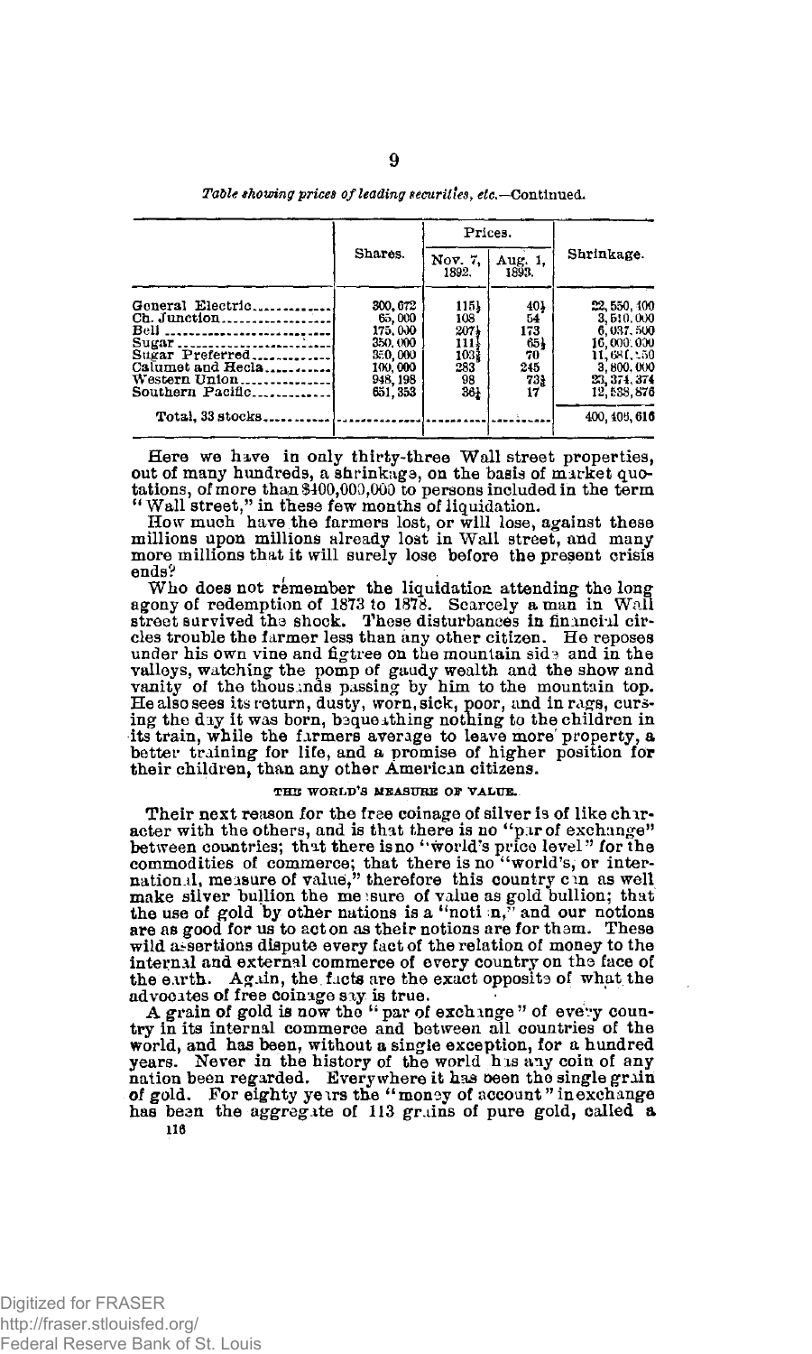*Table showing prices of leading securities, etc.*—Continued.

| | Shares. | Prices. | | Shrinkage. |
|---|---|---|---|---|
| | | Nov. 7, 1892. | Aug. 1, 1893. | |
| General Electric | 300,672 | 115½ | 40½ | 22,550,400 |
| Ch. Junction | 65,000 | 108 | 54 | 3,510,000 |
| Bell | 175,000 | 207½ | 173 | 6,037,500 |
| Sugar | 350,000 | 111½ | 65½ | 16,000,000 |
| Sugar Preferred | 350,000 | 103⅜ | 70 | 11,681,250 |
| Calumet and Hecla | 100,000 | 283 | 245 | 3,800,000 |
| Western Union | 948,198 | 98 | 73½ | 23,374,374 |
| Southern Pacific | 651,353 | 36½ | 17 | 12,838,876 |
| Total, 33 stocks | | | | 400,409,616 |

Here we have in only thirty-three Wall street properties, out of many hundreds, a shrinkage, on the basis of market quotations, of more than $400,000,000 to persons included in the term "Wall street," in these few months of liquidation.

How much have the farmers lost, or will lose, against these millions upon millions already lost in Wall street, and many more millions that it will surely lose before the present crisis ends?

Who does not remember the liquidation attending the long agony of redemption of 1873 to 1878. Scarcely a man in Wall street survived the shock. These disturbances in financial circles trouble the farmer less than any other citizen. He reposes under his own vine and figtree on the mountain side and in the valleys, watching the pomp of gaudy wealth and the show and vanity of the thousands passing by him to the mountain top. He also sees its return, dusty, worn, sick, poor, and in rags, cursing the day it was born, bequeathing nothing to the children in its train, while the farmers average to leave more property, a better training for life, and a promise of higher position for their children, than any other American citizens.

### THE WORLD'S MEASURE OF VALUE.

Their next reason for the free coinage of silver is of like character with the others, and is that there is no "par of exchange" between countries; that there is no "world's price level" for the commodities of commerce; that there is no "world's, or international, measure of value," therefore this country can as well make silver bullion the measure of value as gold bullion; that the use of gold by other nations is a "notion," and our notions are as good for us to act on as their notions are for them. These wild assertions dispute every fact of the relation of money to the internal and external commerce of every country on the face of the earth. Again, the facts are the exact opposite of what the advocates of free coinage say is true.

A grain of gold is now the "par of exchange" of every country in its internal commerce and between all countries of the world, and has been, without a single exception, for a hundred years. Never in the history of the world has any coin of any nation been regarded. Everywhere it has been the single grain of gold. For eighty years the "money of account" in exchange has been the aggregate of 113 grains of pure gold, called a

116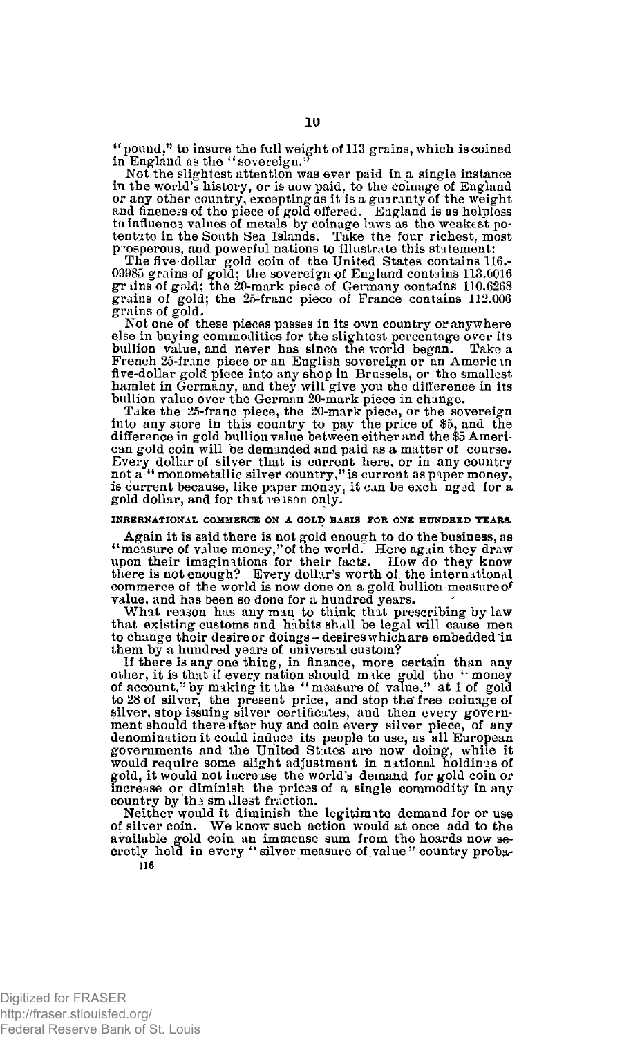"pound," to insure the full weight of 113 grains, which is coined in England as the "sovereign."

Not the slightest attention was ever paid in a single instance in the world's history, or is now paid, to the coinage of England or any other country, excepting as it is a guaranty of the weight and fineness of the piece of gold offered. England is as helpless to influence values of metals by coinage laws as the weakest potentate in the South Sea Islands. Take the four richest, most prosperous, and powerful nations to illustrate this statement:

The five dollar gold coin of the United States contains 116.09985 grains of gold; the sovereign of England contains 113.0016 grains of gold; the 20-mark piece of Germany contains 110.6268 grains of gold; the 25-franc piece of France contains 112.006 grains of gold.

Not one of these pieces passes in its own country or anywhere else in buying commodities for the slightest percentage over its bullion value, and never has since the world began. Take a French 25-franc piece or an English sovereign or an American five-dollar gold piece into any shop in Brussels, or the smallest hamlet in Germany, and they will give you the difference in its bullion value over the German 20-mark piece in change.

Take the 25-franc piece, the 20-mark piece, or the sovereign into any store in this country to pay the price of $5, and the difference in gold bullion value between either and the $5 American gold coin will be demanded and paid as a matter of course. Every dollar of silver that is current here, or in any country not a "monometallic silver country," is current as paper money, is current because, like paper money, it can be exchanged for a gold dollar, and for that reason only.

#### INRERNATIONAL COMMERCE ON A GOLD BASIS FOR ONE HUNDRED YEARS.

Again it is said there is not gold enough to do the business, as "measure of value money," of the world. Here again they draw upon their imaginations for their facts. How do they know there is not enough? Every dollar's worth of the international commerce of the world is now done on a gold bullion measure of value, and has been so done for a hundred years.

What reason has any man to think that prescribing by law that existing customs and habits shall be legal will cause men to change their desire or doings – desires which are embedded in them by a hundred years of universal custom?

If there is any one thing, in finance, more certain than any other, it is that if every nation should make gold the "money of account," by making it the "measure of value," at 1 of gold to 28 of silver, the present price, and stop the free coinage of silver, stop issuing silver certificates, and then every government should thereafter buy and coin every silver piece, of any denomination it could induce its people to use, as all European governments and the United States are now doing, while it would require some slight adjustment in national holdings of gold, it would not increase the world's demand for gold coin or increase or diminish the prices of a single commodity in any country by the smallest fraction.

Neither would it diminish the legitimate demand for or use of silver coin. We know such action would at once add to the available gold coin an immense sum from the hoards now secretly held in every "silver measure of value" country proba-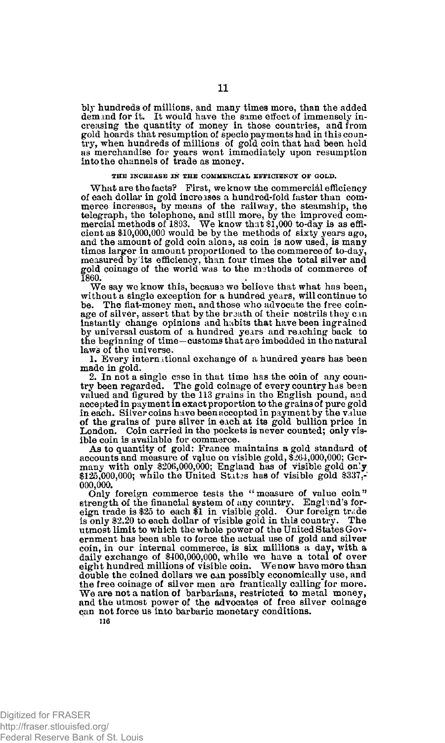bly hundreds of millions, and many times more, than the added demand for it. It would have the same effect of immensely increasing the quantity of money in those countries, and from gold hoards that resumption of specie payments had in this country, when hundreds of millions of gold coin that had been held as merchandise for years went immediately upon resumption into the channels of trade as money.

### THE INCREASE IN THE COMMERCIAL EFFICIENCY OF GOLD.

What are the facts? First, we know the commercial efficiency of each dollar in gold increases a hundred-fold faster than commerce increases, by means of the railway, the steamship, the telegraph, the telephone, and still more, by the improved commercial methods of 1893. We know that $1,000 to-day is as efficient as $10,000,000 would be by the methods of sixty years ago, and the amount of gold coin alone, as coin is now used, is many times larger in amount proportioned to the commerce of to-day, measured by its efficiency, than four times the total silver and gold coinage of the world was to the methods of commerce of 1860.

We say we know this, because we believe that what has been, without a single exception for a hundred years, will continue to be. The fiat-money men, and those who advocate the free coinage of silver, assert that by the breath of their nostrils they can instantly change opinions and habits that have been ingrained by universal custom of a hundred years and reaching back to the beginning of time—customs that are imbedded in the natural laws of the universe.

1. Every international exchange of a hundred years has been made in gold.

2. In not a single case in that time has the coin of any country been regarded. The gold coinage of every country has been valued and figured by the 113 grains in the English pound, and accepted in payment in exact proportion to the grains of pure gold in each. Silver coins have been accepted in payment by the value of the grains of pure silver in each at its gold bullion price in London. Coin carried in the pockets is never counted; only visible coin is available for commerce.

As to quantity of gold: France maintains a gold standard of accounts and measure of value on visible gold, $264,000,000; Germany with only $206,000,000; England has of visible gold only $125,000,000; while the United States has of visible gold $337,000,000.

Only foreign commerce tests the "measure of value coin" strength of the financial system of any country. England's foreign trade is $25 to each $1 in visible gold. Our foreign trade is only $2.20 to each dollar of visible gold in this country. The utmost limit to which the whole power of the United States Government has been able to force the actual use of gold and silver coin, in our internal commerce, is six millions a day, with a daily exchange of $400,000,000, while we have a total of over eight hundred millions of visible coin. We now have more than double the coined dollars we can possibly economically use, and the free coinage of silver men are frantically calling for more. We are not a nation of barbarians, restricted to metal money, and the utmost power of the advocates of free silver coinage can not force us into barbaric monetary conditions.

116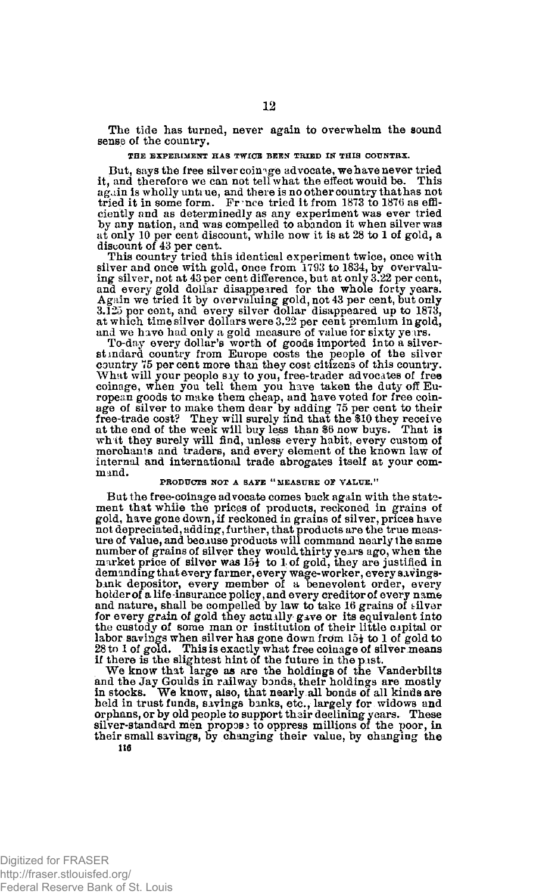The tide has turned, never again to overwhelm the sound sense of the country.

### THE EXPERIMENT HAS TWICE BEEN TRIED IN THIS COUNTRY.

But, says the free silver coinage advocate, we have never tried it, and therefore we can not tell what the effect would be. This again is wholly untrue, and there is no other country that has not tried it in some form. France tried it from 1873 to 1876 as efficiently and as determinedly as any experiment was ever tried by any nation, and was compelled to abandon it when silver was at only 10 per cent discount, while now it is at 28 to 1 of gold, a discount of 43 per cent.

This country tried this identical experiment twice, once with silver and once with gold, once from 1793 to 1834, by overvaluing silver, not at 43 per cent difference, but at only 3.22 per cent, and every gold dollar disappeared for the whole forty years. Again we tried it by overvaluing gold, not 43 per cent, but only 3.125 per cent, and every silver dollar disappeared up to 1873, at which time silver dollars were 3.22 per cent premium in gold, and we have had only a gold measure of value for sixty years.

To-day every dollar's worth of goods imported into a silver-standard country from Europe costs the people of the silver country 75 per cent more than they cost citizens of this country. What will your people say to you, free-trader advocates of free coinage, when you tell them you have taken the duty off European goods to make them cheap, and have voted for free coinage of silver to make them dear by adding 75 per cent to their free-trade cost? They will surely find that the $10 they receive at the end of the week will buy less than $6 now buys. That is what they surely will find, unless every habit, every custom of merchants and traders, and every element of the known law of internal and international trade abrogates itself at your command.

### PRODUCTS NOT A SAFE "MEASURE OF VALUE."

But the free-coinage advocate comes back again with the statement that while the prices of products, reckoned in grains of gold, have gone down, if reckoned in grains of silver, prices have not depreciated, adding, further, that products are the true measure of value, and because products will command nearly the same number of grains of silver they would thirty years ago, when the market price of silver was 15½ to 1 of gold, they are justified in demanding that every farmer, every wage-worker, every savings-bank depositor, every member of a benevolent order, every holder of a life-insurance policy, and every creditor of every name and nature, shall be compelled by law to take 16 grains of silver for every grain of gold they actually gave or its equivalent into the custody of some man or institution of their little capital or labor savings when silver has gone down from 15½ to 1 of gold to 28 to 1 of gold. This is exactly what free coinage of silver means if there is the slightest hint of the future in the past.

We know that large as are the holdings of the Vanderbilts and the Jay Goulds in railway bonds, their holdings are mostly in stocks. We know, also, that nearly all bonds of all kinds are held in trust funds, savings banks, etc., largely for widows and orphans, or by old people to support their declining years. These silver-standard men propose to oppress millions of the poor, in their small savings, by changing their value, by changing the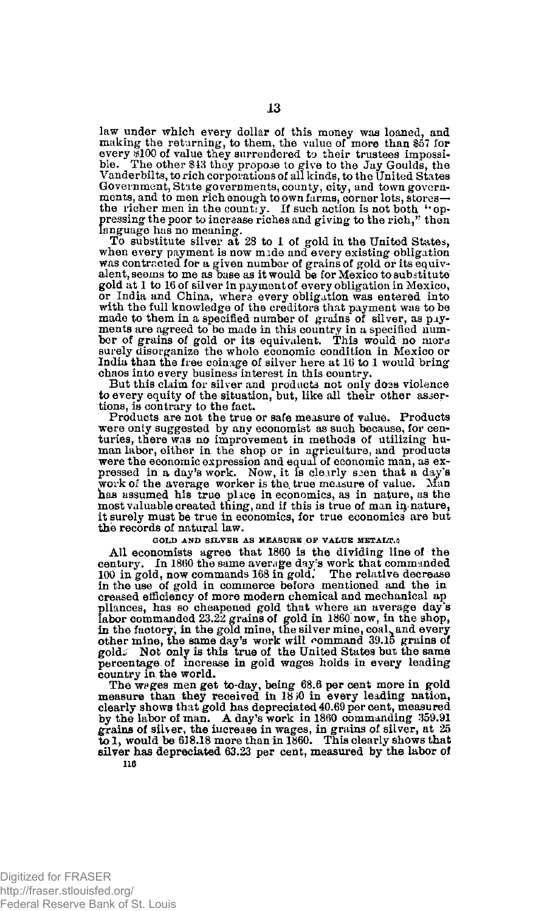law under which every dollar of this money was loaned, and making the returning, to them, the value of more than $57 for every $100 of value they surrendered to their trustees impossible. The other $43 they propose to give to the Jay Goulds, the Vanderbilts, to rich corporations of all kinds, to the United States Government, State governments, county, city, and town governments, and to men rich enough to own farms, corner lots, stores—the richer men in the country. If such action is not both "oppressing the poor to increase riches and giving to the rich," then language has no meaning.

To substitute silver at 28 to 1 of gold in the United States, when every payment is now made and every existing obligation was contracted for a given number of grains of gold or its equivalent, seems to me as base as it would be for Mexico to substitute gold at 1 to 16 of silver in payment of every obligation in Mexico, or India and China, where every obligation was entered into with the full knowledge of the creditors that payment was to be made to them in a specified number of grains of silver, as payments are agreed to be made in this country in a specified number of grains of gold or its equivalent. This would no more surely disorganize the whole economic condition in Mexico or India than the free coinage of silver here at 16 to 1 would bring chaos into every business interest in this country.

But this claim for silver and products not only does violence to every equity of the situation, but, like all their other assertions, is contrary to the fact.

Products are not the true or safe measure of value. Products were only suggested by any economist as such because, for centuries, there was no improvement in methods of utilizing human labor, either in the shop or in agriculture, and products were the economic expression and equal of economic man, as expressed in a day's work. Now, it is clearly seen that a day's work of the average worker is the true measure of value. Man has assumed his true place in economics, as in nature, as the most valuable created thing, and if this is true of man in nature, it surely must be true in economics, for true economics are but the records of natural law.

GOLD AND SILVER AS MEASURE OF VALUE METALS.

All economists agree that 1860 is the dividing line of the century. In 1860 the same average day's work that commanded 100 in gold, now commands 168 in gold. The relative decrease in the use of gold in commerce before mentioned and the increased efficiency of more modern chemical and mechanical appliances, has so cheapened gold that where an average day's labor commanded 23.22 grains of gold in 1860 now, in the shop, in the factory, in the gold mine, the silver mine, coal, and every other mine, the same day's work will command 39.15 grains of gold. Not only is this true of the United States but the same percentage of increase in gold wages holds in every leading country in the world.

The wages men get to-day, being 68.6 per cent more in gold measure than they received in 1860 in every leading nation, clearly shows that gold has depreciated 40.69 per cent, measured by the labor of man. A day's work in 1860 commanding 359.91 grains of silver, the increase in wages, in grains of silver, at 25 to 1, would be 618.18 more than in 1860. This clearly shows that silver has depreciated 63.23 per cent, measured by the labor of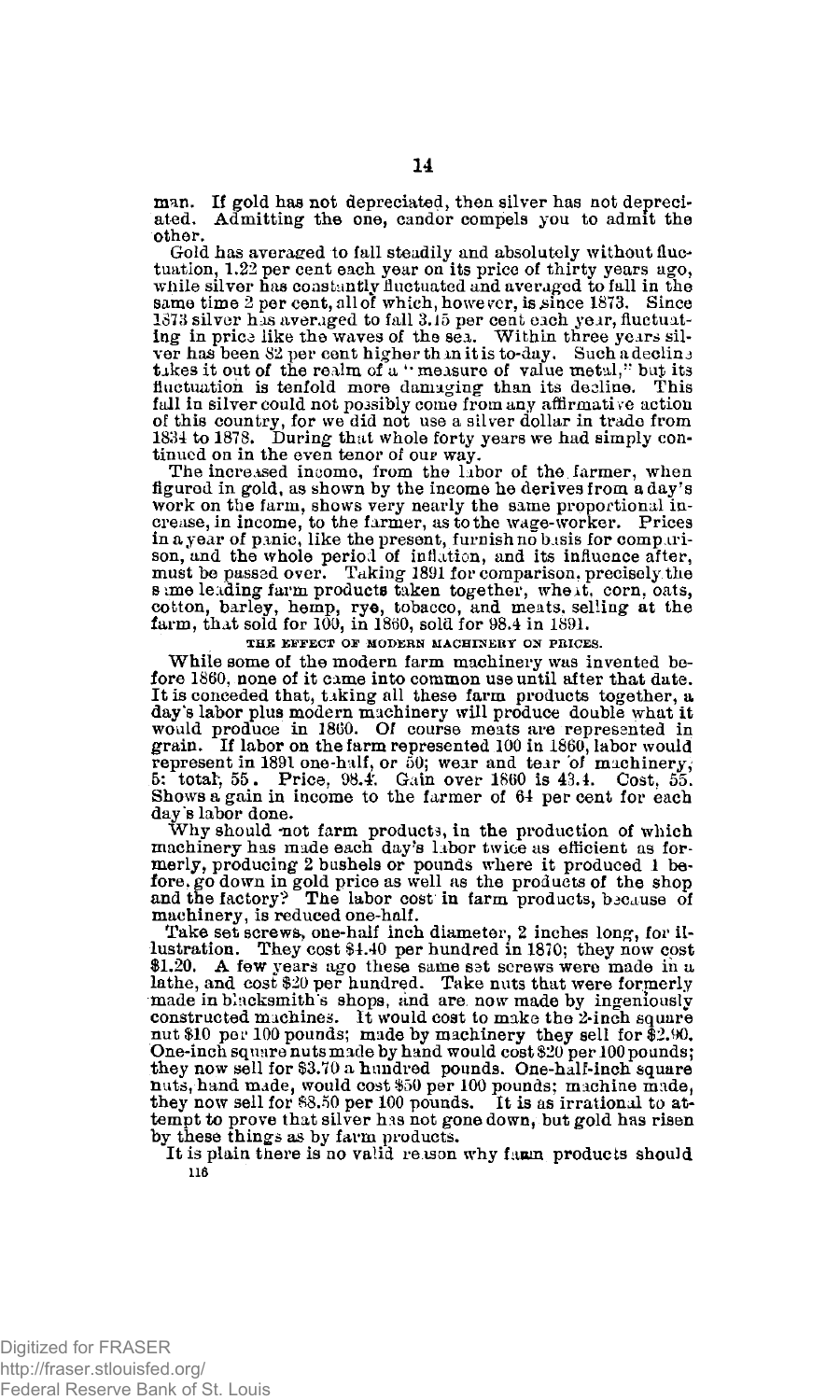man. If gold has not depreciated, then silver has not depreciated. Admitting the one, candor compels you to admit the other.

Gold has averaged to fall steadily and absolutely without fluctuation, 1.22 per cent each year on its price of thirty years ago, while silver has constantly fluctuated and averaged to fall in the same time 2 per cent, all of which, however, is since 1873. Since 1873 silver has averaged to fall 3.15 per cent each year, fluctuating in price like the waves of the sea. Within three years silver has been 82 per cent higher than it is to-day. Such a decline takes it out of the realm of a "measure of value metal," but its fluctuation is tenfold more damaging than its decline. This fall in silver could not possibly come from any affirmative action of this country, for we did not use a silver dollar in trade from 1834 to 1878. During that whole forty years we had simply continued on in the even tenor of our way.

The increased income, from the labor of the farmer, when figured in gold, as shown by the income he derives from a day's work on the farm, shows very nearly the same proportional increase, in income, to the farmer, as to the wage-worker. Prices in a year of panic, like the present, furnish no basis for comparison, and the whole period of inflation, and its influence after, must be passed over. Taking 1891 for comparison, precisely the same leading farm products taken together, wheat, corn, oats, cotton, barley, hemp, rye, tobacco, and meats, selling at the farm, that sold for 100, in 1860, sold for 98.4 in 1891.

### THE EFFECT OF MODERN MACHINERY ON PRICES.

While some of the modern farm machinery was invented before 1860, none of it came into common use until after that date. It is conceded that, taking all these farm products together, a day's labor plus modern machinery will produce double what it would produce in 1860. Of course meats are represented in grain. If labor on the farm represented 100 in 1860, labor would represent in 1891 one-half, or 50; wear and tear of machinery, 5: total, 55. Price, 98.4. Gain over 1860 is 43.4. Cost, 55. Shows a gain in income to the farmer of 64 per cent for each day's labor done.

Why should not farm products, in the production of which machinery has made each day's labor twice as efficient as formerly, producing 2 bushels or pounds where it produced 1 before, go down in gold price as well as the products of the shop and the factory? The labor cost in farm products, because of machinery, is reduced one-half.

Take set screws, one-half inch diameter, 2 inches long, for illustration. They cost $4.40 per hundred in 1870; they now cost $1.20. A few years ago these same set screws were made in a lathe, and cost $20 per hundred. Take nuts that were formerly made in blacksmith's shops, and are now made by ingeniously constructed machines. It would cost to make the 2-inch square nut $10 per 100 pounds; made by machinery they sell for $2.90. One-inch square nuts made by hand would cost $20 per 100 pounds; they now sell for $3.70 a hundred pounds. One-half-inch square nuts, hand made, would cost $50 per 100 pounds; machine made, they now sell for $8.50 per 100 pounds. It is as irrational to attempt to prove that silver has not gone down, but gold has risen by these things as by farm products.

It is plain there is no valid reason why farm products should

116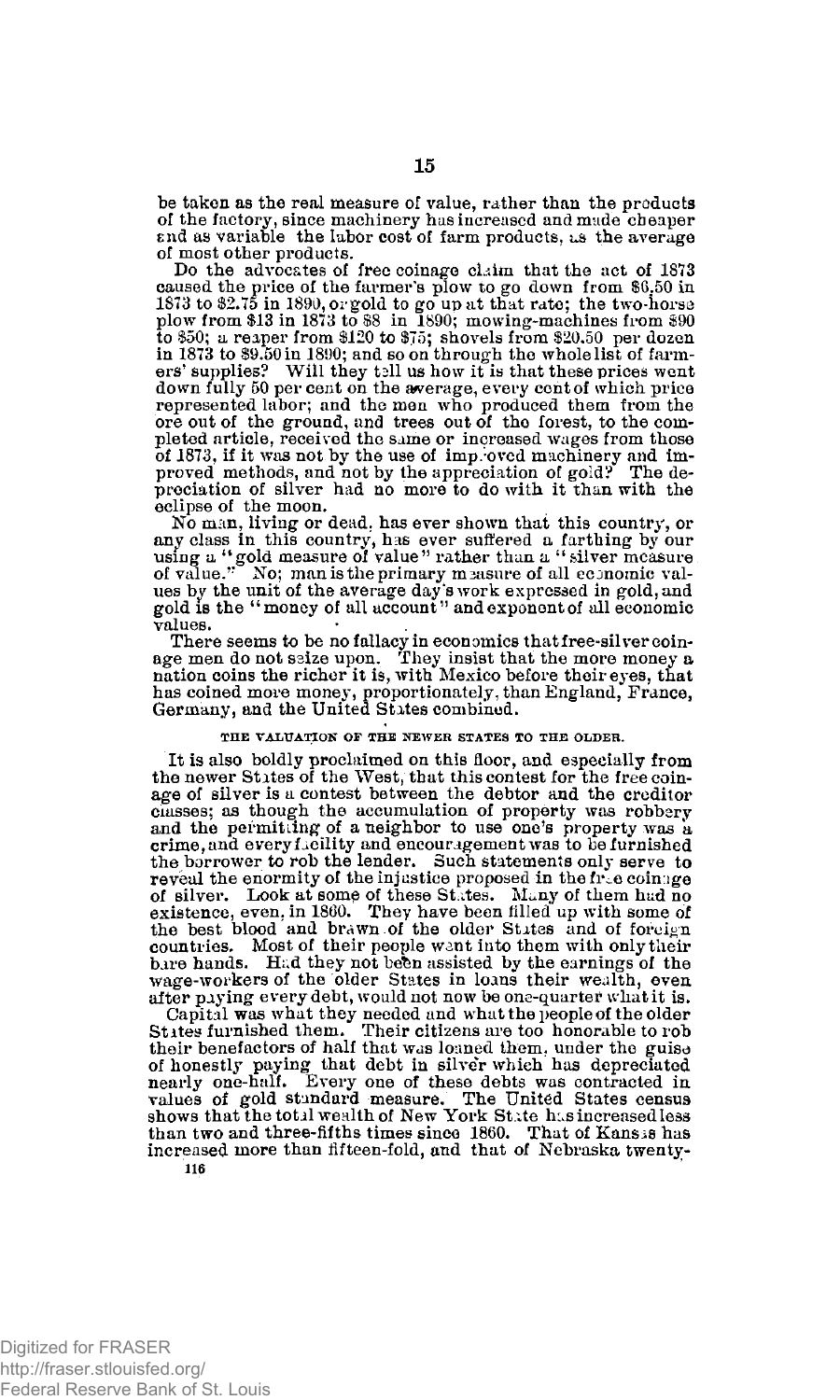be taken as the real measure of value, rather than the products of the factory, since machinery has increased and made cheaper and as variable the labor cost of farm products, as the average of most other products.

Do the advocates of free coinage claim that the act of 1873 caused the price of the farmer's plow to go down from $6.50 in 1873 to $2.75 in 1890, or gold to go up at that rate; the two-horse plow from $13 in 1873 to $8 in 1890; mowing-machines from $90 to $50; a reaper from $120 to $75; shovels from $20.50 per dozen in 1873 to $9.50 in 1890; and so on through the whole list of farmers' supplies? Will they tell us how it is that these prices went down fully 50 per cent on the average, every cent of which price represented labor; and the men who produced them from the ore out of the ground, and trees out of the forest, to the completed article, received the same or increased wages from those of 1873, if it was not by the use of improved machinery and improved methods, and not by the appreciation of gold? The depreciation of silver had no more to do with it than with the eclipse of the moon.

No man, living or dead, has ever shown that this country, or any class in this country, has ever suffered a farthing by our using a "gold measure of value" rather than a "silver measure of value." No; man is the primary measure of all economic values by the unit of the average day's work expressed in gold, and gold is the "money of all account" and exponent of all economic values.

There seems to be no fallacy in economics that free-silver coinage men do not seize upon. They insist that the more money a nation coins the richer it is, with Mexico before their eyes, that has coined more money, proportionately, than England, France, Germany, and the United States combined.

### THE VALUATION OF THE NEWER STATES TO THE OLDER.

It is also boldly proclaimed on this floor, and especially from the newer States of the West, that this contest for the free coinage of silver is a contest between the debtor and the creditor classes; as though the accumulation of property was robbery and the permitting of a neighbor to use one's property was a crime, and every facility and encouragement was to be furnished the borrower to rob the lender. Such statements only serve to reveal the enormity of the injustice proposed in the free coinage of silver. Look at some of these States. Many of them had no existence, even, in 1860. They have been filled up with some of the best blood and brawn of the older States and of foreign countries. Most of their people went into them with only their bare hands. Had they not been assisted by the earnings of the wage-workers of the older States in loans their wealth, even after paying every debt, would not now be one-quarter what it is.

Capital was what they needed and what the people of the older States furnished them. Their citizens are too honorable to rob their benefactors of half that was loaned them, under the guise of honestly paying that debt in silver which has depreciated nearly one-half. Every one of these debts was contracted in values of gold standard measure. The United States census shows that the total wealth of New York State has increased less than two and three-fifths times since 1860. That of Kansas has increased more than fifteen-fold, and that of Nebraska twenty-

116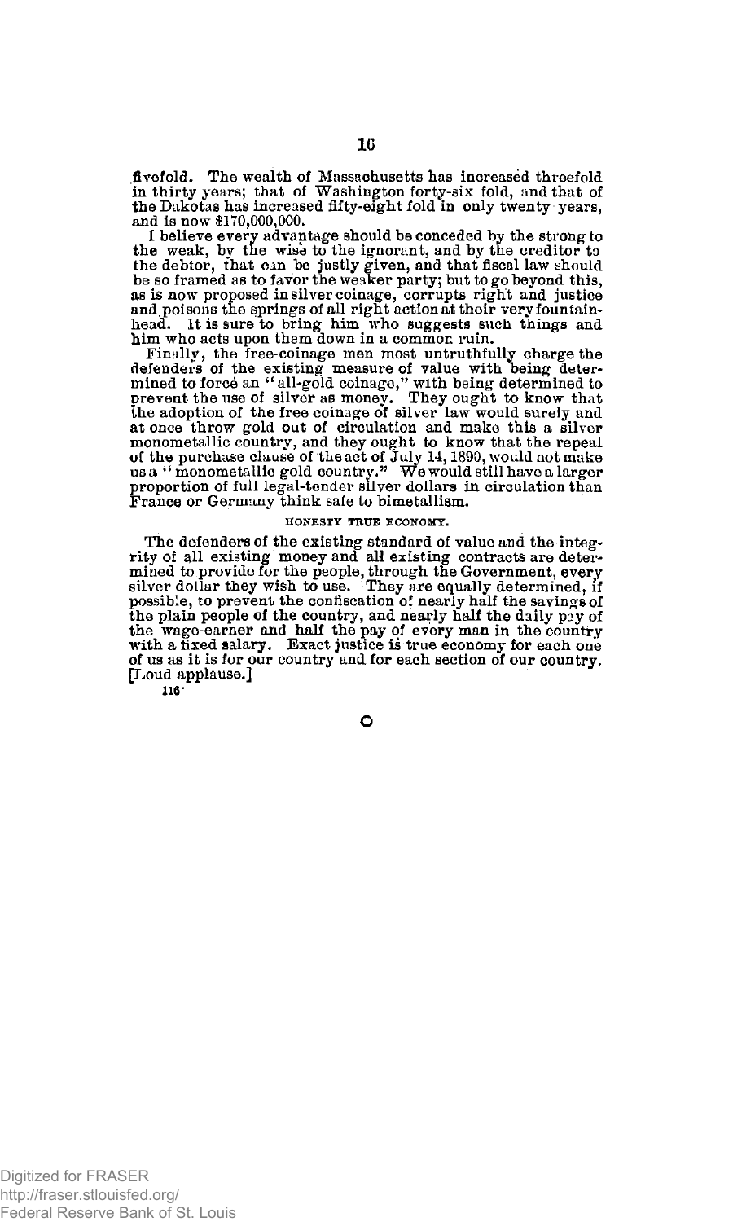fivefold. The wealth of Massachusetts has increased threefold in thirty years; that of Washington forty-six fold, and that of the Dakotas has increased fifty-eight fold in only twenty years, and is now $170,000,000.

I believe every advantage should be conceded by the strong to the weak, by the wise to the ignorant, and by the creditor to the debtor, that can be justly given, and that fiscal law should be so framed as to favor the weaker party; but to go beyond this, as is now proposed in silver coinage, corrupts right and justice and poisons the springs of all right action at their very fountainhead. It is sure to bring him who suggests such things and him who acts upon them down in a common ruin.

Finally, the free-coinage men most untruthfully charge the defenders of the existing measure of value with being determined to force an "all-gold coinage," with being determined to prevent the use of silver as money. They ought to know that the adoption of the free coinage of silver law would surely and at once throw gold out of circulation and make this a silver monometallic country, and they ought to know that the repeal of the purchase clause of the act of July 14, 1890, would not make us a "monometallic gold country." We would still have a larger proportion of full legal-tender silver dollars in circulation than France or Germany think safe to bimetallism.

### HONESTY TRUE ECONOMY.

The defenders of the existing standard of value and the integrity of all existing money and all existing contracts are determined to provide for the people, through the Government, every silver dollar they wish to use. They are equally determined, if possible, to prevent the confiscation of nearly half the savings of the plain people of the country, and nearly half the daily pay of the wage-earner and half the pay of every man in the country with a fixed salary. Exact justice is true economy for each one of us as it is for our country and for each section of our country. [Loud applause.]

116

O